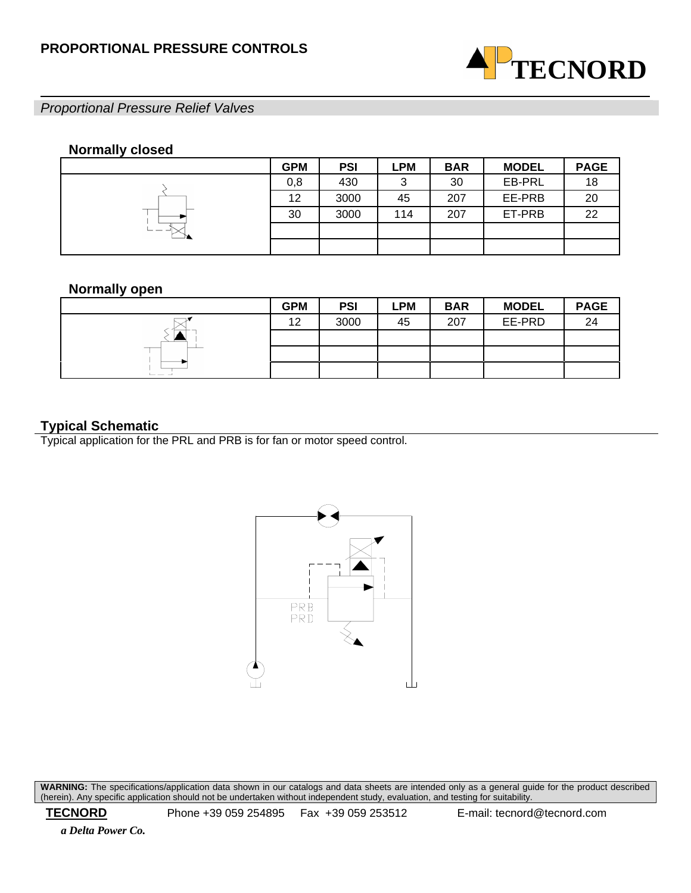# PROPORTIONAL PRESSURE CONTROLS

TECNORD

*Proportional Pressure Relief Valves*

### Normally closed

| | GPM | PSI | LPM | BAR | MODEL | PAGE |
|---|---|---|---|---|---|---|
| | 0,8 | 430 | 3 | 30 | EB-PRL | 18 |
| | 12 | 3000 | 45 | 207 | EE-PRB | 20 |
| | 30 | 3000 | 114 | 207 | ET-PRB | 22 |
| | | | | | | |
| | | | | | | |

### Normally open

| | GPM | PSI | LPM | BAR | MODEL | PAGE |
|---|---|---|---|---|---|---|
| | 12 | 3000 | 45 | 207 | EE-PRD | 24 |
| | | | | | | |
| | | | | | | |
| | | | | | | |

## Typical Schematic

Typical application for the PRL and PRB is for fan or motor speed control.

PRB
PRD

**WARNING:** The specifications/application data shown in our catalogs and data sheets are intended only as a general guide for the product described (herein). Any specific application should not be undertaken without independent study, evaluation, and testing for suitability.

**TECNORD** Phone +39 059 254895 Fax +39 059 253512 E-mail: tecnord@tecnord.com

***a Delta Power Co.***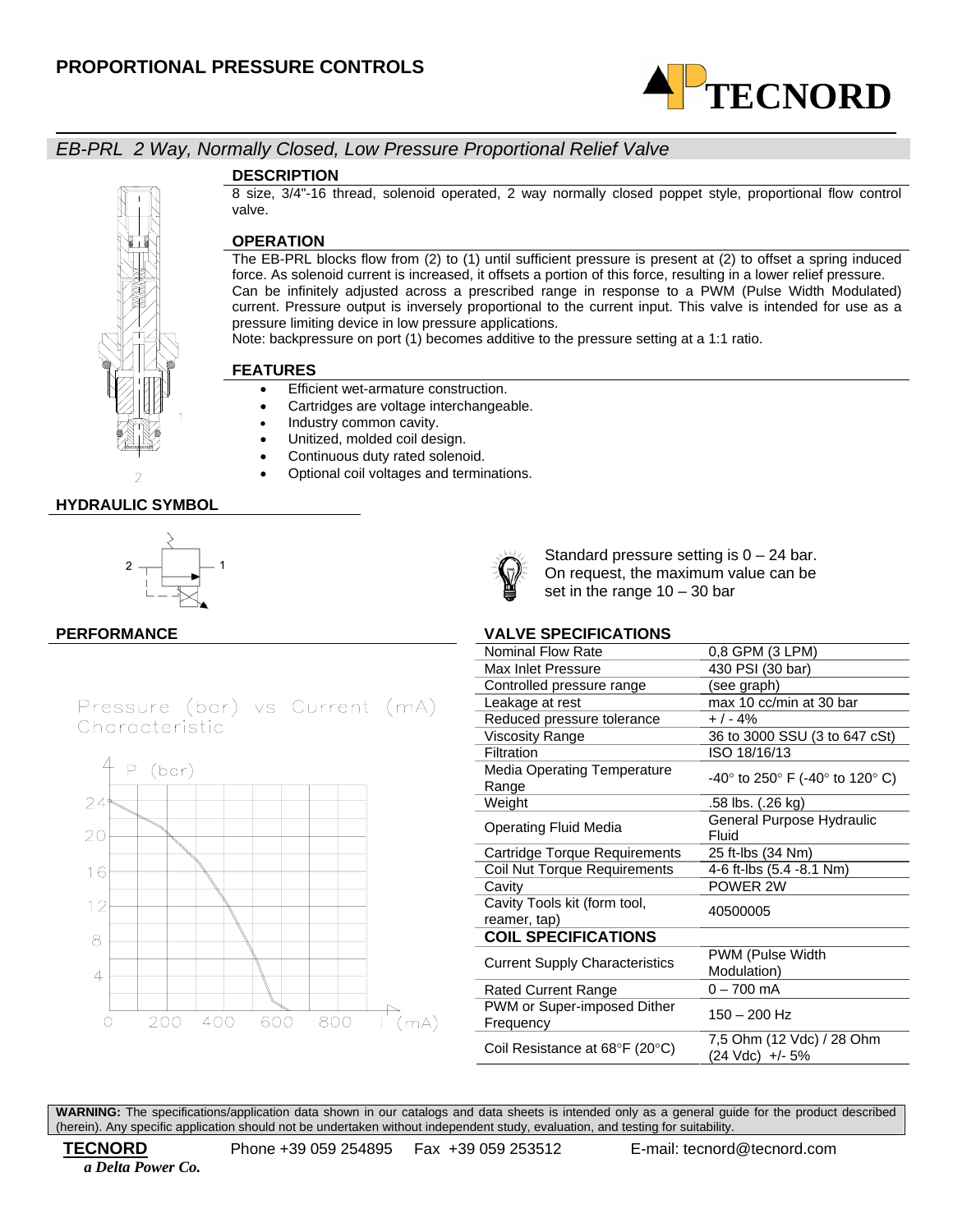# PROPORTIONAL PRESSURE CONTROLS

## EB-PRL 2 Way, Normally Closed, Low Pressure Proportional Relief Valve

### DESCRIPTION

8 size, 3/4"-16 thread, solenoid operated, 2 way normally closed poppet style, proportional flow control valve.

### OPERATION

The EB-PRL blocks flow from (2) to (1) until sufficient pressure is present at (2) to offset a spring induced force. As solenoid current is increased, it offsets a portion of this force, resulting in a lower relief pressure. Can be infinitely adjusted across a prescribed range in response to a PWM (Pulse Width Modulated) current. Pressure output is inversely proportional to the current input. This valve is intended for use as a pressure limiting device in low pressure applications.

Note: backpressure on port (1) becomes additive to the pressure setting at a 1:1 ratio.

### FEATURES

- Efficient wet-armature construction.
- Cartridges are voltage interchangeable.
- Industry common cavity.
- Unitized, molded coil design.
- Continuous duty rated solenoid.
- Optional coil voltages and terminations.

### HYDRAULIC SYMBOL

Standard pressure setting is 0 – 24 bar. On request, the maximum value can be set in the range 10 – 30 bar

### PERFORMANCE

Pressure (bar) vs Current (mA) Characteristic

### VALVE SPECIFICATIONS

| | |
|---|---|
| Nominal Flow Rate | 0,8 GPM (3 LPM) |
| Max Inlet Pressure | 430 PSI (30 bar) |
| Controlled pressure range | (see graph) |
| Leakage at rest | max 10 cc/min at 30 bar |
| Reduced pressure tolerance | + / - 4% |
| Viscosity Range | 36 to 3000 SSU (3 to 647 cSt) |
| Filtration | ISO 18/16/13 |
| Media Operating Temperature Range | -40° to 250° F (-40° to 120° C) |
| Weight | .58 lbs. (.26 kg) |
| Operating Fluid Media | General Purpose Hydraulic Fluid |
| Cartridge Torque Requirements | 25 ft-lbs (34 Nm) |
| Coil Nut Torque Requirements | 4-6 ft-lbs (5.4 -8.1 Nm) |
| Cavity | POWER 2W |
| Cavity Tools kit (form tool, reamer, tap) | 40500005 |
| **COIL SPECIFICATIONS** | |
| Current Supply Characteristics | PWM (Pulse Width Modulation) |
| Rated Current Range | 0 – 700 mA |
| PWM or Super-imposed Dither Frequency | 150 – 200 Hz |
| Coil Resistance at 68°F (20°C) | 7,5 Ohm (12 Vdc) / 28 Ohm (24 Vdc) +/- 5% |

**WARNING:** The specifications/application data shown in our catalogs and data sheets is intended only as a general guide for the product described (herein). Any specific application should not be undertaken without independent study, evaluation, and testing for suitability.

**TECNORD** Phone +39 059 254895 Fax +39 059 253512 E-mail: tecnord@tecnord.com

*a Delta Power Co.*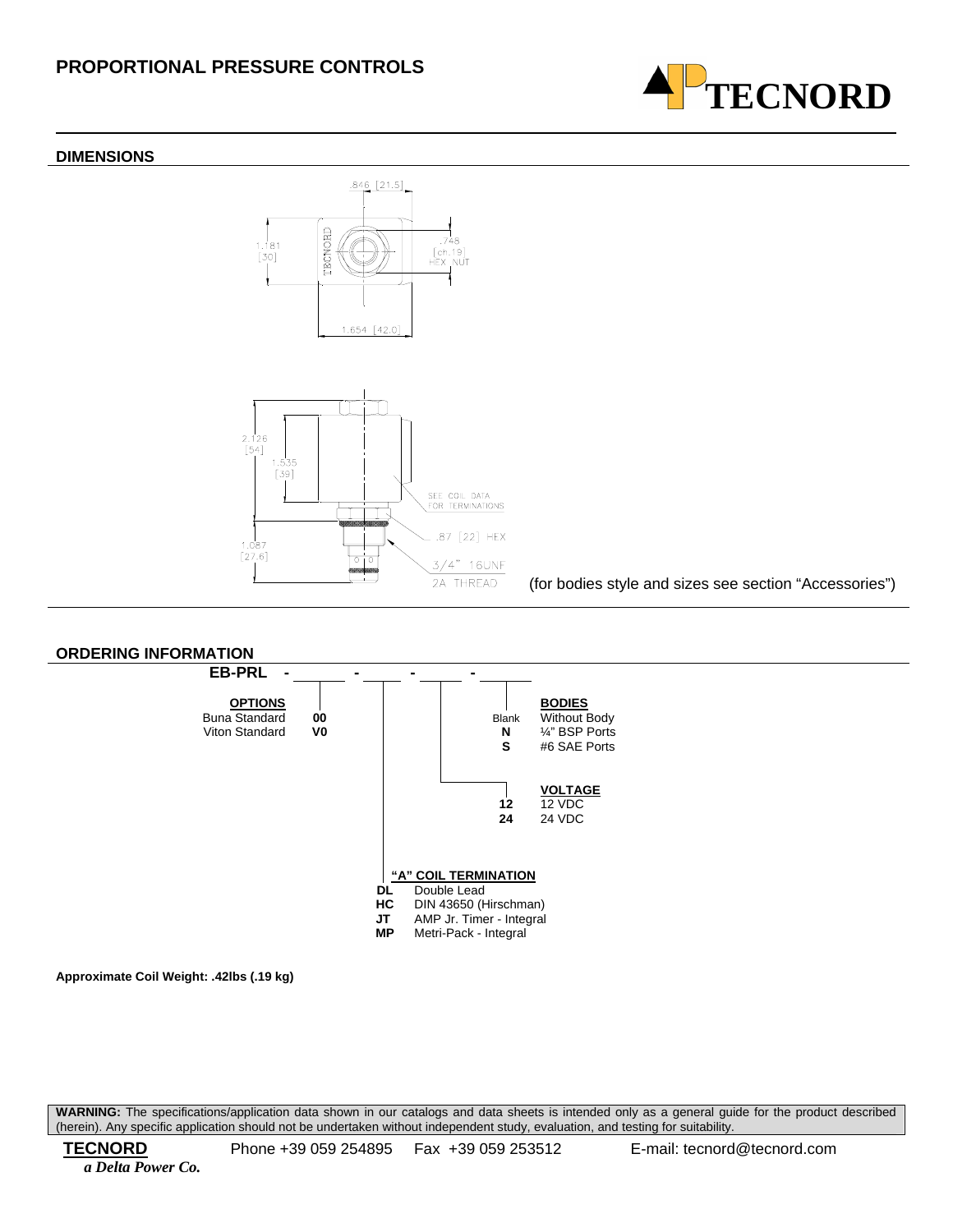# PROPORTIONAL PRESSURE CONTROLS

TECNORD

## DIMENSIONS

.846 [21.5]

1.181 [30]

.748 [ch.19] HEX NUT

1.654 [42.0]

2.126 [54]

1.535 [39]

SEE COIL DATA FOR TERMINATIONS

.87 [22] HEX

1.087 [27.6]

3/4" 16UNF 2A THREAD

(for bodies style and sizes see section “Accessories”)

## ORDERING INFORMATION

**EB-PRL - ______ - ______ - ______ - ______**

**OPTIONS**

| Option | Code |
|---|---|
| Buna Standard | **00** |
| Viton Standard | **V0** |

**"A" COIL TERMINATION**

| Code | Description |
|---|---|
| **DL** | Double Lead |
| **HC** | DIN 43650 (Hirschman) |
| **JT** | AMP Jr. Timer - Integral |
| **MP** | Metri-Pack - Integral |

**VOLTAGE**

| Code | Description |
|---|---|
| **12** | 12 VDC |
| **24** | 24 VDC |

**BODIES**

| Code | Description |
|---|---|
| Blank | Without Body |
| **N** | ¼" BSP Ports |
| **S** | #6 SAE Ports |

**Approximate Coil Weight: .42lbs (.19 kg)**

**WARNING:** The specifications/application data shown in our catalogs and data sheets is intended only as a general guide for the product described (herein). Any specific application should not be undertaken without independent study, evaluation, and testing for suitability.

**TECNORD** *a Delta Power Co.* Phone +39 059 254895 Fax +39 059 253512 E-mail: tecnord@tecnord.com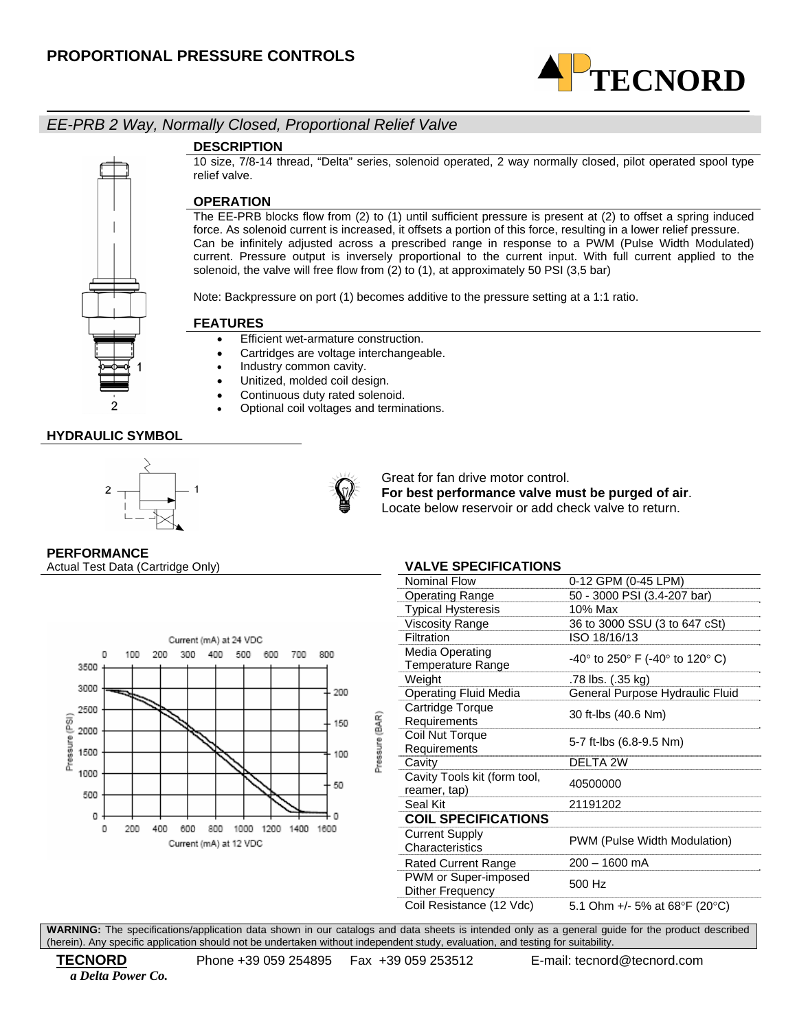## PROPORTIONAL PRESSURE CONTROLS

TECNORD

### *EE-PRB 2 Way, Normally Closed, Proportional Relief Valve*

#### DESCRIPTION

10 size, 7/8-14 thread, "Delta" series, solenoid operated, 2 way normally closed, pilot operated spool type relief valve.

#### OPERATION

The EE-PRB blocks flow from (2) to (1) until sufficient pressure is present at (2) to offset a spring induced force. As solenoid current is increased, it offsets a portion of this force, resulting in a lower relief pressure. Can be infinitely adjusted across a prescribed range in response to a PWM (Pulse Width Modulated) current. Pressure output is inversely proportional to the current input. With full current applied to the solenoid, the valve will free flow from (2) to (1), at approximately 50 PSI (3,5 bar)

Note: Backpressure on port (1) becomes additive to the pressure setting at a 1:1 ratio.

#### FEATURES

- Efficient wet-armature construction.
- Cartridges are voltage interchangeable.
- Industry common cavity.
- Unitized, molded coil design.
- Continuous duty rated solenoid.
- Optional coil voltages and terminations.

#### HYDRAULIC SYMBOL

Great for fan drive motor control.
**For best performance valve must be purged of air**.
Locate below reservoir or add check valve to return.

#### PERFORMANCE

Actual Test Data (Cartridge Only)

#### VALVE SPECIFICATIONS

| | |
|---|---|
| Nominal Flow | 0-12 GPM (0-45 LPM) |
| Operating Range | 50 - 3000 PSI (3.4-207 bar) |
| Typical Hysteresis | 10% Max |
| Viscosity Range | 36 to 3000 SSU (3 to 647 cSt) |
| Filtration | ISO 18/16/13 |
| Media Operating Temperature Range | -40° to 250° F (-40° to 120° C) |
| Weight | .78 lbs. (.35 kg) |
| Operating Fluid Media | General Purpose Hydraulic Fluid |
| Cartridge Torque Requirements | 30 ft-lbs (40.6 Nm) |
| Coil Nut Torque Requirements | 5-7 ft-lbs (6.8-9.5 Nm) |
| Cavity | DELTA 2W |
| Cavity Tools kit (form tool, reamer, tap) | 40500000 |
| Seal Kit | 21191202 |
| **COIL SPECIFICATIONS** | |
| Current Supply Characteristics | PWM (Pulse Width Modulation) |
| Rated Current Range | 200 – 1600 mA |
| PWM or Super-imposed Dither Frequency | 500 Hz |
| Coil Resistance (12 Vdc) | 5.1 Ohm +/- 5% at 68°F (20°C) |

**WARNING:** The specifications/application data shown in our catalogs and data sheets is intended only as a general guide for the product described (herein). Any specific application should not be undertaken without independent study, evaluation, and testing for suitability.

**TECNORD** *a Delta Power Co.* Phone +39 059 254895 Fax +39 059 253512 E-mail: tecnord@tecnord.com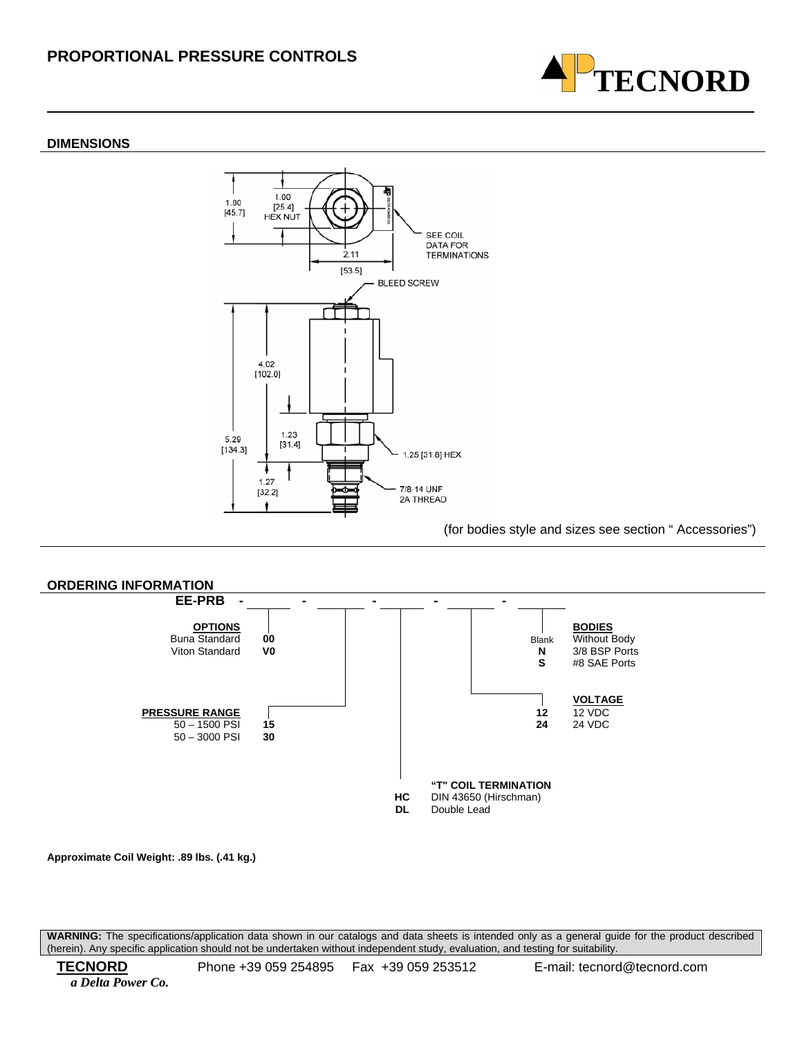## PROPORTIONAL PRESSURE CONTROLS

### DIMENSIONS

1.80 [45.7]

1.00 [25.4] HEX NUT

SEE COIL DATA FOR TERMINATIONS

2.11 [53.5]

BLEED SCREW

4.02 [102.0]

5.29 [134.3]

1.23 [31.4]

1.25 [31.8] HEX

1.27 [32.2]

7/8-14 UNF 2A THREAD

(for bodies style and sizes see section " Accessories")

### ORDERING INFORMATION

**EE-PRB - ____ - ____ - ____ - ____ - ____**

**OPTIONS**

| | |
|---|---|
| Buna Standard | **00** |
| Viton Standard | **V0** |

**PRESSURE RANGE**

| | |
|---|---|
| 50 – 1500 PSI | **15** |
| 50 – 3000 PSI | **30** |

**"T" COIL TERMINATION**

| | |
|---|---|
| **HC** | DIN 43650 (Hirschman) |
| **DL** | Double Lead |

**VOLTAGE**

| | |
|---|---|
| **12** | 12 VDC |
| **24** | 24 VDC |

**BODIES**

| | |
|---|---|
| Blank | Without Body |
| **N** | 3/8 BSP Ports |
| **S** | #8 SAE Ports |

**Approximate Coil Weight: .89 lbs. (.41 kg.)**

**WARNING:** The specifications/application data shown in our catalogs and data sheets is intended only as a general guide for the product described (herein). Any specific application should not be undertaken without independent study, evaluation, and testing for suitability.

**TECNORD** *a Delta Power Co.* Phone +39 059 254895 Fax +39 059 253512 E-mail: tecnord@tecnord.com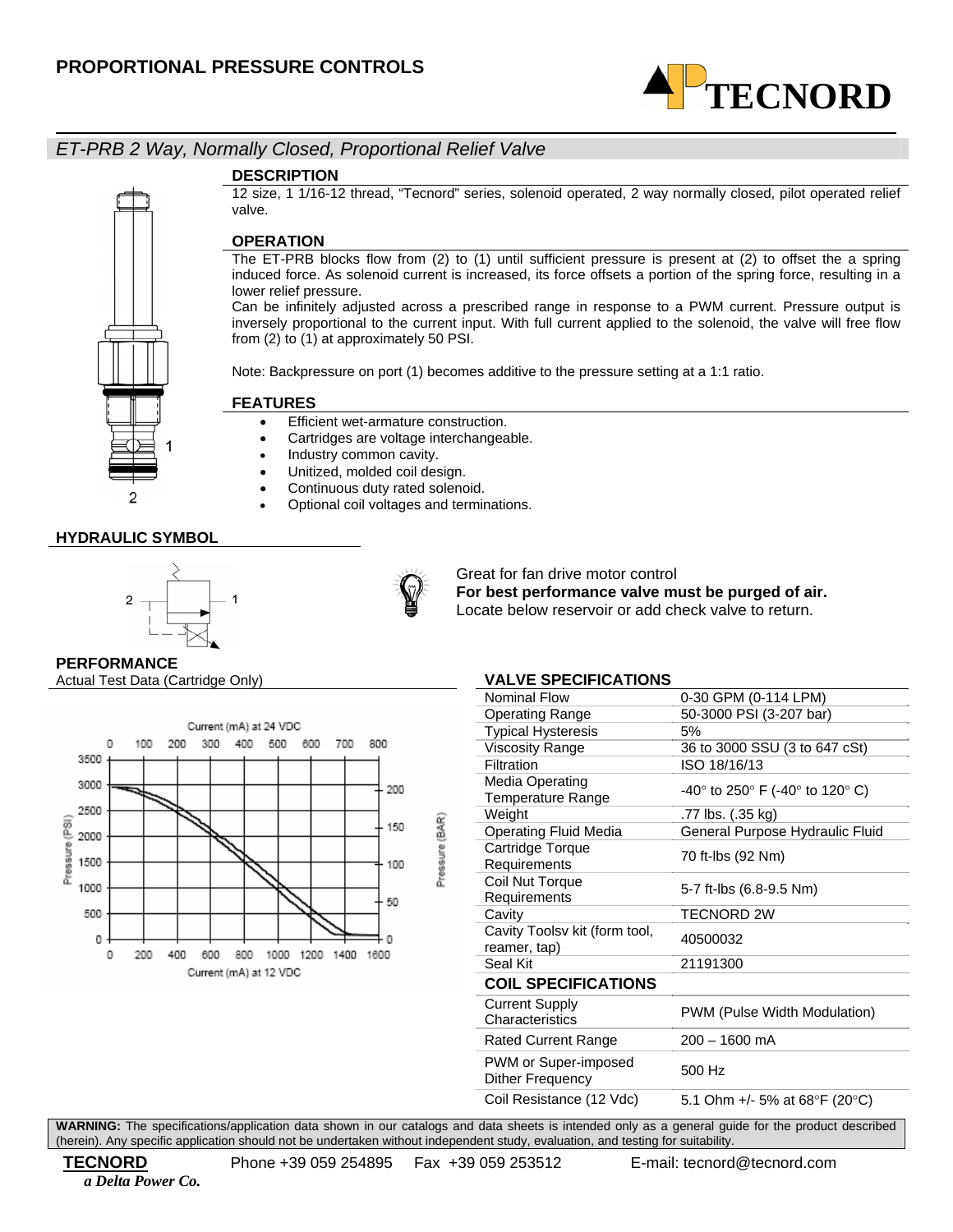# PROPORTIONAL PRESSURE CONTROLS

*ET-PRB 2 Way, Normally Closed, Proportional Relief Valve*

## DESCRIPTION

12 size, 1 1/16-12 thread, "Tecnord" series, solenoid operated, 2 way normally closed, pilot operated relief valve.

## OPERATION

The ET-PRB blocks flow from (2) to (1) until sufficient pressure is present at (2) to offset the a spring induced force. As solenoid current is increased, its force offsets a portion of the spring force, resulting in a lower relief pressure.

Can be infinitely adjusted across a prescribed range in response to a PWM current. Pressure output is inversely proportional to the current input. With full current applied to the solenoid, the valve will free flow from (2) to (1) at approximately 50 PSI.

Note: Backpressure on port (1) becomes additive to the pressure setting at a 1:1 ratio.

## FEATURES

- Efficient wet-armature construction.
- Cartridges are voltage interchangeable.
- Industry common cavity.
- Unitized, molded coil design.
- Continuous duty rated solenoid.
- Optional coil voltages and terminations.

## HYDRAULIC SYMBOL

Great for fan drive motor control
**For best performance valve must be purged of air.**
Locate below reservoir or add check valve to return.

## PERFORMANCE

Actual Test Data (Cartridge Only)

## VALVE SPECIFICATIONS

| | |
|---|---|
| Nominal Flow | 0-30 GPM (0-114 LPM) |
| Operating Range | 50-3000 PSI (3-207 bar) |
| Typical Hysteresis | 5% |
| Viscosity Range | 36 to 3000 SSU (3 to 647 cSt) |
| Filtration | ISO 18/16/13 |
| Media Operating Temperature Range | -40° to 250° F (-40° to 120° C) |
| Weight | .77 lbs. (.35 kg) |
| Operating Fluid Media | General Purpose Hydraulic Fluid |
| Cartridge Torque Requirements | 70 ft-lbs (92 Nm) |
| Coil Nut Torque Requirements | 5-7 ft-lbs (6.8-9.5 Nm) |
| Cavity | TECNORD 2W |
| Cavity Toolsv kit (form tool, reamer, tap) | 40500032 |
| Seal Kit | 21191300 |

## COIL SPECIFICATIONS

| | |
|---|---|
| Current Supply Characteristics | PWM (Pulse Width Modulation) |
| Rated Current Range | 200 – 1600 mA |
| PWM or Super-imposed Dither Frequency | 500 Hz |
| Coil Resistance (12 Vdc) | 5.1 Ohm +/- 5% at 68°F (20°C) |

**WARNING:** The specifications/application data shown in our catalogs and data sheets is intended only as a general guide for the product described (herein). Any specific application should not be undertaken without independent study, evaluation, and testing for suitability.

**TECNORD** *a Delta Power Co.* Phone +39 059 254895 Fax +39 059 253512 E-mail: tecnord@tecnord.com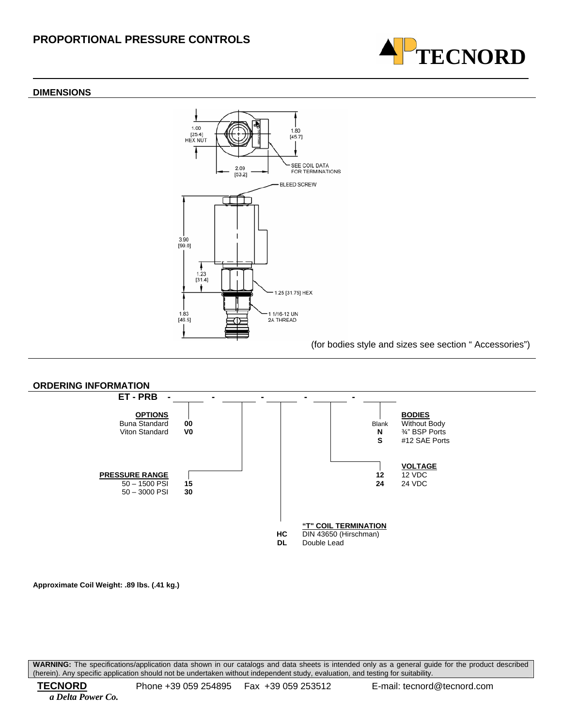## PROPORTIONAL PRESSURE CONTROLS

### DIMENSIONS

1.00 [25.4] HEX NUT

1.80 [45.7]

2.09 [53.2]

SEE COIL DATA FOR TERMINATIONS

BLEED SCREW

3.90 [99.0]

1.23 [31.4]

1.25 [31.75] HEX

1.83 [46.5]

1 1/16-12 UN 2A THREAD

(for bodies style and sizes see section " Accessories")

### ORDERING INFORMATION

**ET - PRB - ____ - ____ - ____ - ____ - ____**

**OPTIONS**

| | |
|---|---|
| Buna Standard | **00** |
| Viton Standard | **V0** |

**PRESSURE RANGE**

| | |
|---|---|
| 50 – 1500 PSI | **15** |
| 50 – 3000 PSI | **30** |

**"T" COIL TERMINATION**

| | |
|---|---|
| **HC** | DIN 43650 (Hirschman) |
| **DL** | Double Lead |

**VOLTAGE**

| | |
|---|---|
| **12** | 12 VDC |
| **24** | 24 VDC |

**BODIES**

| | |
|---|---|
| Blank | Without Body |
| **N** | ¾" BSP Ports |
| **S** | #12 SAE Ports |

**Approximate Coil Weight: .89 lbs. (.41 kg.)**

**WARNING:** The specifications/application data shown in our catalogs and data sheets is intended only as a general guide for the product described (herein). Any specific application should not be undertaken without independent study, evaluation, and testing for suitability.

**TECNORD** Phone +39 059 254895 Fax +39 059 253512 E-mail: tecnord@tecnord.com

*a Delta Power Co.*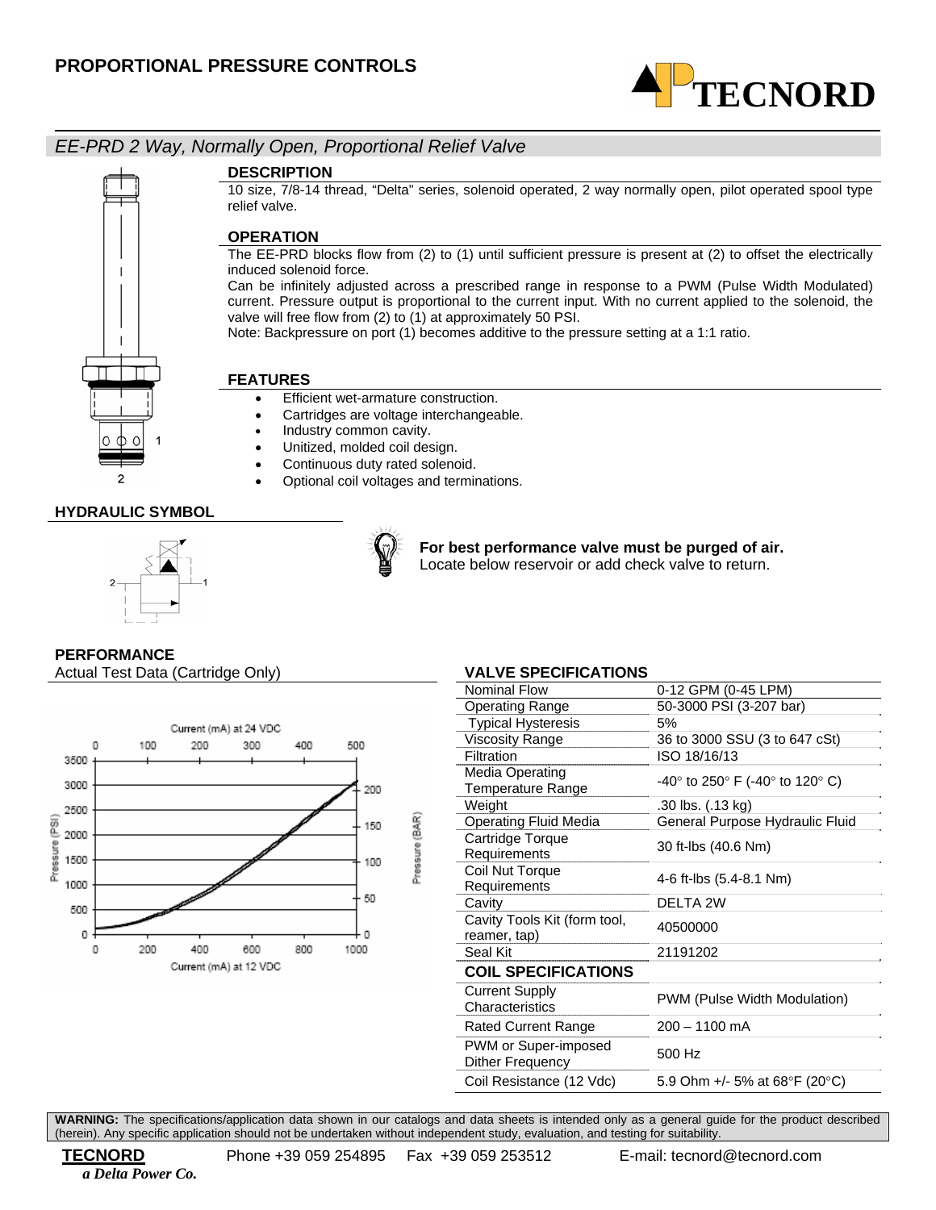# PROPORTIONAL PRESSURE CONTROLS

## EE-PRD 2 Way, Normally Open, Proportional Relief Valve

### DESCRIPTION

10 size, 7/8-14 thread, "Delta" series, solenoid operated, 2 way normally open, pilot operated spool type relief valve.

### OPERATION

The EE-PRD blocks flow from (2) to (1) until sufficient pressure is present at (2) to offset the electrically induced solenoid force.

Can be infinitely adjusted across a prescribed range in response to a PWM (Pulse Width Modulated) current. Pressure output is proportional to the current input. With no current applied to the solenoid, the valve will free flow from (2) to (1) at approximately 50 PSI.

Note: Backpressure on port (1) becomes additive to the pressure setting at a 1:1 ratio.

### FEATURES

- Efficient wet-armature construction.
- Cartridges are voltage interchangeable.
- Industry common cavity.
- Unitized, molded coil design.
- Continuous duty rated solenoid.
- Optional coil voltages and terminations.

### HYDRAULIC SYMBOL

**For best performance valve must be purged of air.**
Locate below reservoir or add check valve to return.

### PERFORMANCE

Actual Test Data (Cartridge Only)

### VALVE SPECIFICATIONS

| | |
|---|---|
| Nominal Flow | 0-12 GPM (0-45 LPM) |
| Operating Range | 50-3000 PSI (3-207 bar) |
| Typical Hysteresis | 5% |
| Viscosity Range | 36 to 3000 SSU (3 to 647 cSt) |
| Filtration | ISO 18/16/13 |
| Media Operating Temperature Range | -40° to 250° F (-40° to 120° C) |
| Weight | .30 lbs. (.13 kg) |
| Operating Fluid Media | General Purpose Hydraulic Fluid |
| Cartridge Torque Requirements | 30 ft-lbs (40.6 Nm) |
| Coil Nut Torque Requirements | 4-6 ft-lbs (5.4-8.1 Nm) |
| Cavity | DELTA 2W |
| Cavity Tools Kit (form tool, reamer, tap) | 40500000 |
| Seal Kit | 21191202 |
| **COIL SPECIFICATIONS** | |
| Current Supply Characteristics | PWM (Pulse Width Modulation) |
| Rated Current Range | 200 – 1100 mA |
| PWM or Super-imposed Dither Frequency | 500 Hz |
| Coil Resistance (12 Vdc) | 5.9 Ohm +/- 5% at 68°F (20°C) |

**WARNING:** The specifications/application data shown in our catalogs and data sheets is intended only as a general guide for the product described (herein). Any specific application should not be undertaken without independent study, evaluation, and testing for suitability.

**TECNORD** *a Delta Power Co.* Phone +39 059 254895 Fax +39 059 253512 E-mail: tecnord@tecnord.com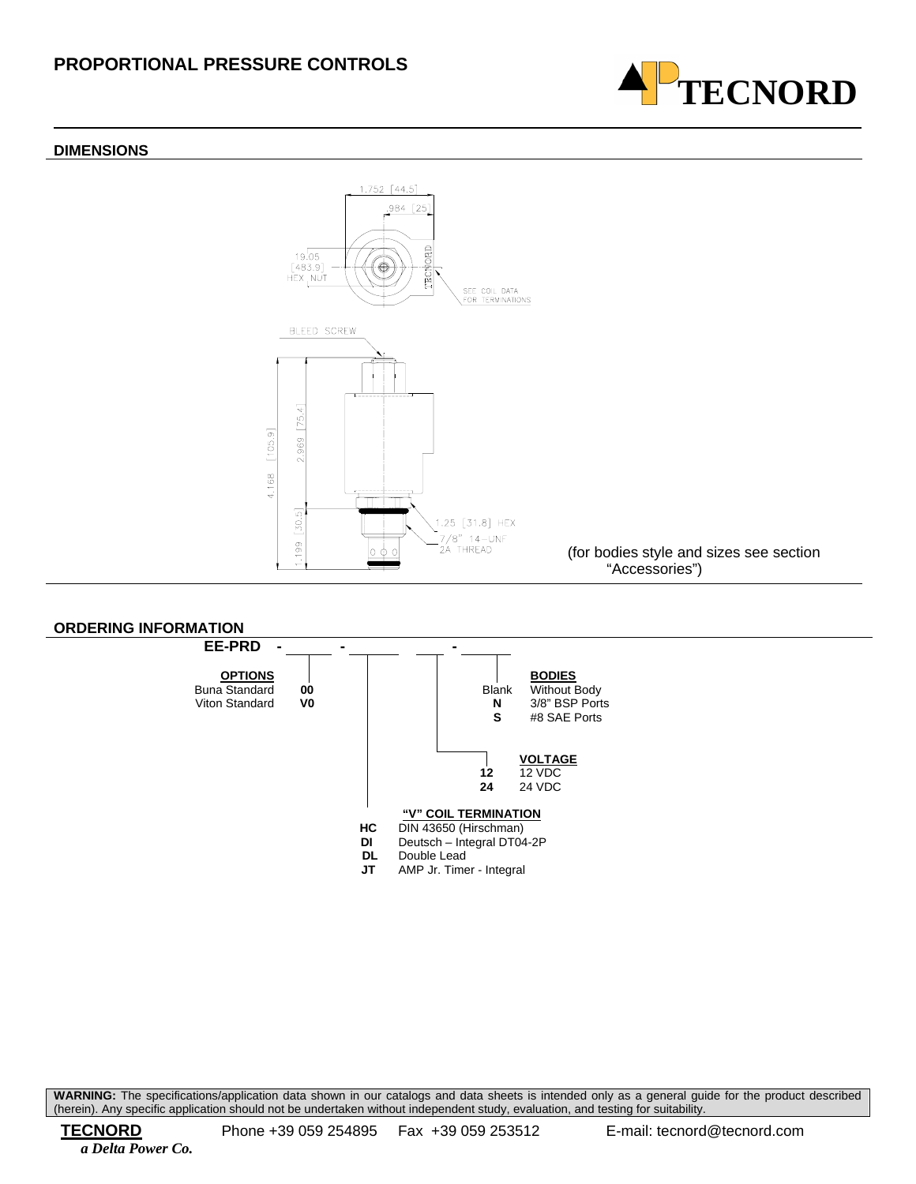# PROPORTIONAL PRESSURE CONTROLS

TECNORD

## DIMENSIONS

1.752 [44.5]
.984 [25]
19.05
[483.9]
HEX NUT
TECNORD
SEE COIL DATA
FOR TERMINATIONS
BLEED SCREW
4.168 [105.9]
2.969 [75.4]
1.199 [30.5]
1.25 [31.8] HEX
7/8" 14-UNF
2A THREAD

(for bodies style and sizes see section "Accessories")

## ORDERING INFORMATION

**EE-PRD** - ____ - ____ ____ - ____

**OPTIONS**

| | |
|---|---|
| Buna Standard | **00** |
| Viton Standard | **V0** |

**BODIES**

| | |
|---|---|
| Blank | Without Body |
| **N** | 3/8" BSP Ports |
| **S** | #8 SAE Ports |

**VOLTAGE**

| | |
|---|---|
| **12** | 12 VDC |
| **24** | 24 VDC |

**"V" COIL TERMINATION**

| | |
|---|---|
| **HC** | DIN 43650 (Hirschman) |
| **DI** | Deutsch – Integral DT04-2P |
| **DL** | Double Lead |
| **JT** | AMP Jr. Timer - Integral |

**WARNING:** The specifications/application data shown in our catalogs and data sheets is intended only as a general guide for the product described (herein). Any specific application should not be undertaken without independent study, evaluation, and testing for suitability.

**TECNORD** Phone +39 059 254895 Fax +39 059 253512 E-mail: tecnord@tecnord.com
*a Delta Power Co.*